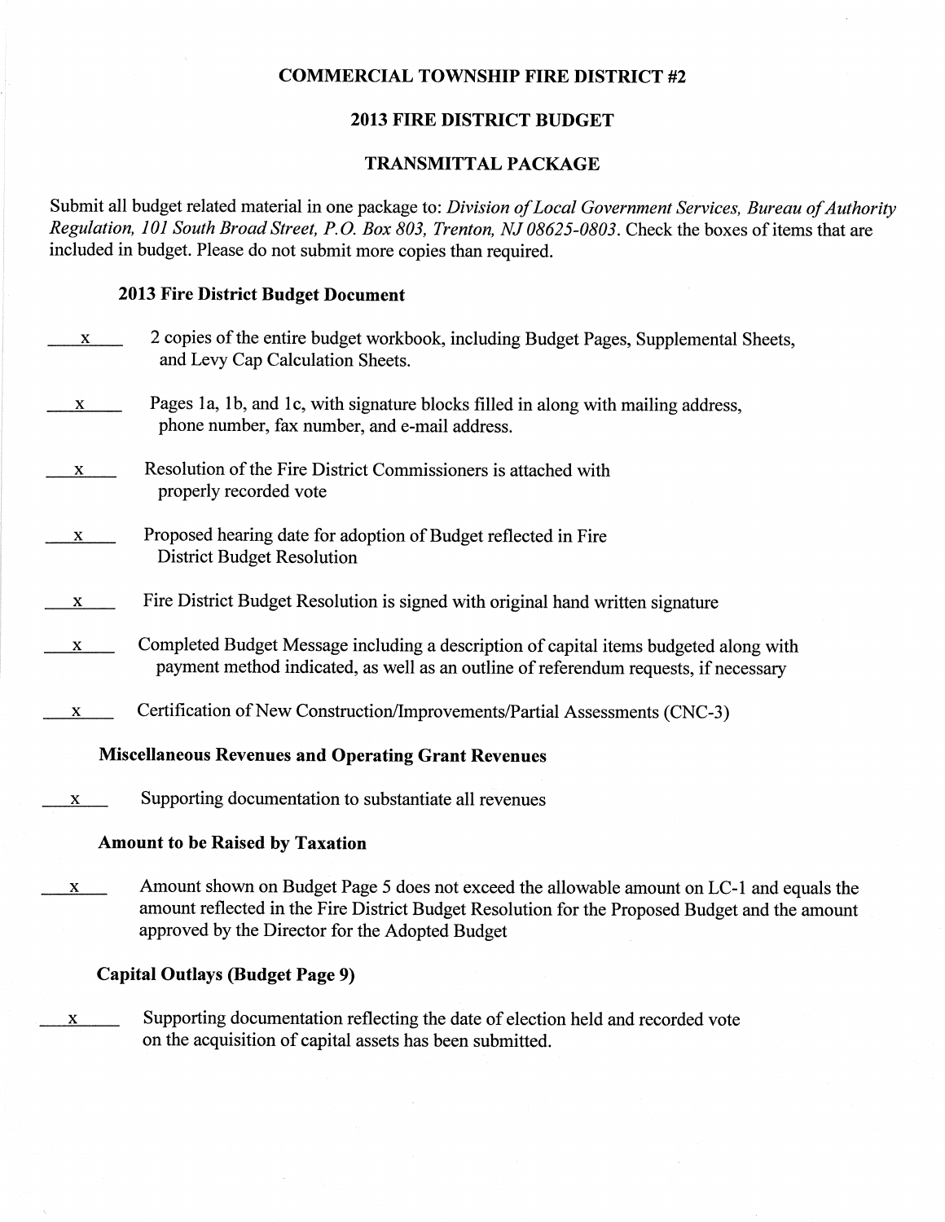# COMMERCIAL TOWNSHIP FIRE DISTRICT #2

## 2013 FIRE DISTRICT BUDGET

## TRANSMITTAL PACKAGE

Submit all budget related material in one package to: *Division of Local Government Services, Bureau of Authority Regulation, 101 South Broad Street, P.O. Box 803, Trenton, NJ 08625-0803*. Check the boxes of items that are included in budget. Please do not submit more copies than required.

### 2013 Fire District Budget Document

\_\_x\_\_ 2 copies of the entire budget workbook, including Budget Pages, Supplemental Sheets, and Levy Cap Calculation Sheets.

\_\_x\_\_ Pages 1a, 1b, and 1c, with signature blocks filled in along with mailing address, phone number, fax number, and e-mail address.

\_\_x\_\_ Resolution of the Fire District Commissioners is attached with properly recorded vote

\_\_x\_\_ Proposed hearing date for adoption of Budget reflected in Fire District Budget Resolution

\_\_x\_\_ Fire District Budget Resolution is signed with original hand written signature

\_\_x\_\_ Completed Budget Message including a description of capital items budgeted along with payment method indicated, as well as an outline of referendum requests, if necessary

\_\_x\_\_ Certification of New Construction/Improvements/Partial Assessments (CNC-3)

### Miscellaneous Revenues and Operating Grant Revenues

\_\_x\_\_ Supporting documentation to substantiate all revenues

### Amount to be Raised by Taxation

\_\_x\_\_ Amount shown on Budget Page 5 does not exceed the allowable amount on LC-1 and equals the amount reflected in the Fire District Budget Resolution for the Proposed Budget and the amount approved by the Director for the Adopted Budget

### Capital Outlays (Budget Page 9)

\_\_x\_\_ Supporting documentation reflecting the date of election held and recorded vote on the acquisition of capital assets has been submitted.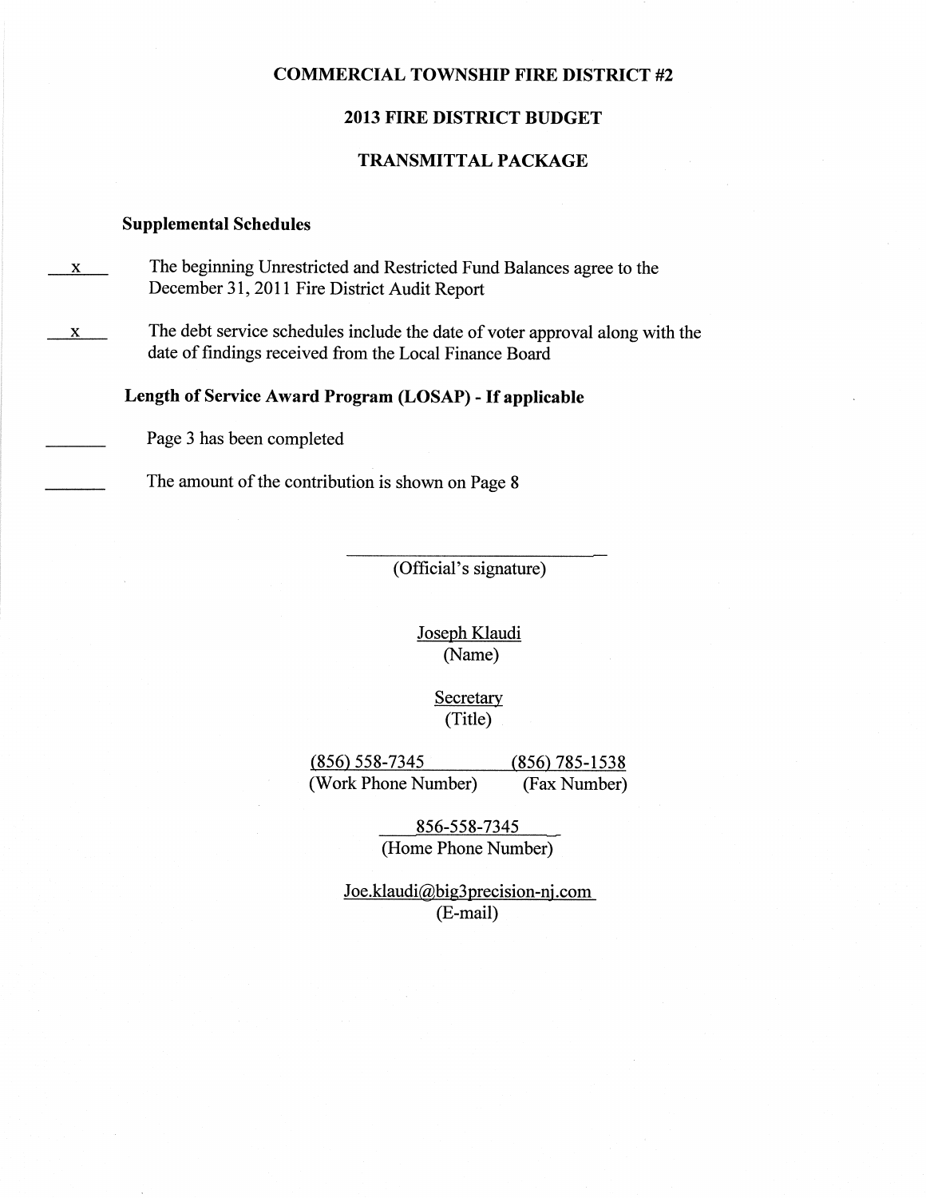# COMMERCIAL TOWNSHIP FIRE DISTRICT #2

## 2013 FIRE DISTRICT BUDGET

## TRANSMITTAL PACKAGE

### Supplemental Schedules

\_\_x\_\_ The beginning Unrestricted and Restricted Fund Balances agree to the December 31, 2011 Fire District Audit Report

\_\_x\_\_ The debt service schedules include the date of voter approval along with the date of findings received from the Local Finance Board

### Length of Service Award Program (LOSAP) - If applicable

\_\_\_\_\_\_ Page 3 has been completed

\_\_\_\_\_\_ The amount of the contribution is shown on Page 8

\_\_\_\_\_\_\_\_\_\_\_\_\_\_\_\_\_\_\_\_\_\_\_\_\_\_\_\_
(Official's signature)

Joseph Klaudi
(Name)

Secretary
(Title)

(856) 558-7345 (Work Phone Number)

(856) 785-1538 (Fax Number)

856-558-7345
(Home Phone Number)

Joe.klaudi@big3precision-nj.com
(E-mail)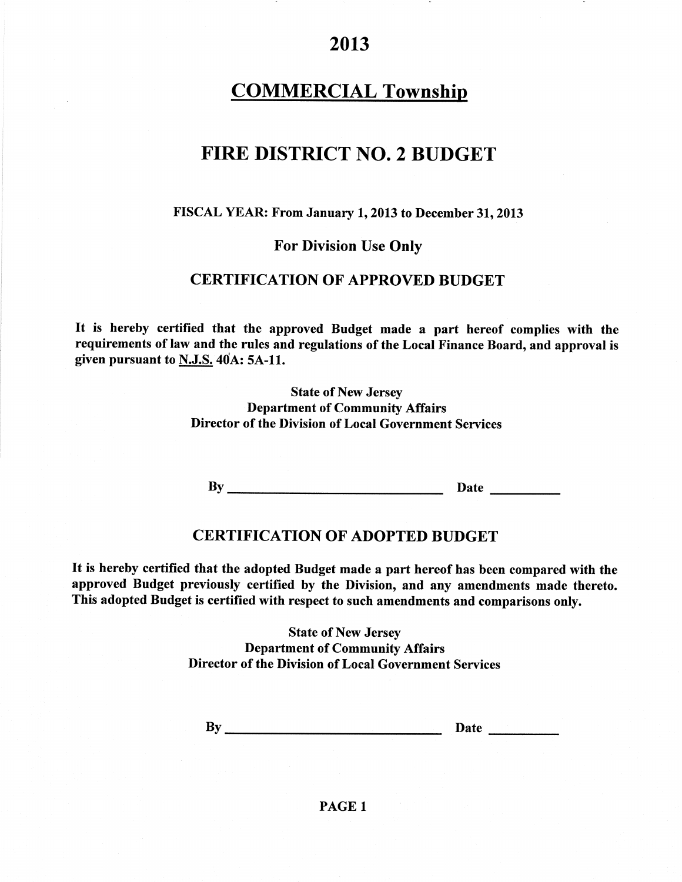# 2013

# COMMERCIAL Township

# FIRE DISTRICT NO. 2 BUDGET

**FISCAL YEAR: From January 1, 2013 to December 31, 2013**

**For Division Use Only**

## CERTIFICATION OF APPROVED BUDGET

**It is hereby certified that the approved Budget made a part hereof complies with the requirements of law and the rules and regulations of the Local Finance Board, and approval is given pursuant to N.J.S. 40A: 5A-11.**

**State of New Jersey**
**Department of Community Affairs**
**Director of the Division of Local Government Services**

**By \_\_\_\_\_\_\_\_\_\_\_\_\_\_\_\_\_\_\_\_\_\_\_\_\_\_\_\_\_\_ Date \_\_\_\_\_\_\_\_\_\_**

## CERTIFICATION OF ADOPTED BUDGET

**It is hereby certified that the adopted Budget made a part hereof has been compared with the approved Budget previously certified by the Division, and any amendments made thereto. This adopted Budget is certified with respect to such amendments and comparisons only.**

**State of New Jersey**
**Department of Community Affairs**
**Director of the Division of Local Government Services**

**By \_\_\_\_\_\_\_\_\_\_\_\_\_\_\_\_\_\_\_\_\_\_\_\_\_\_\_\_\_\_ Date \_\_\_\_\_\_\_\_\_\_**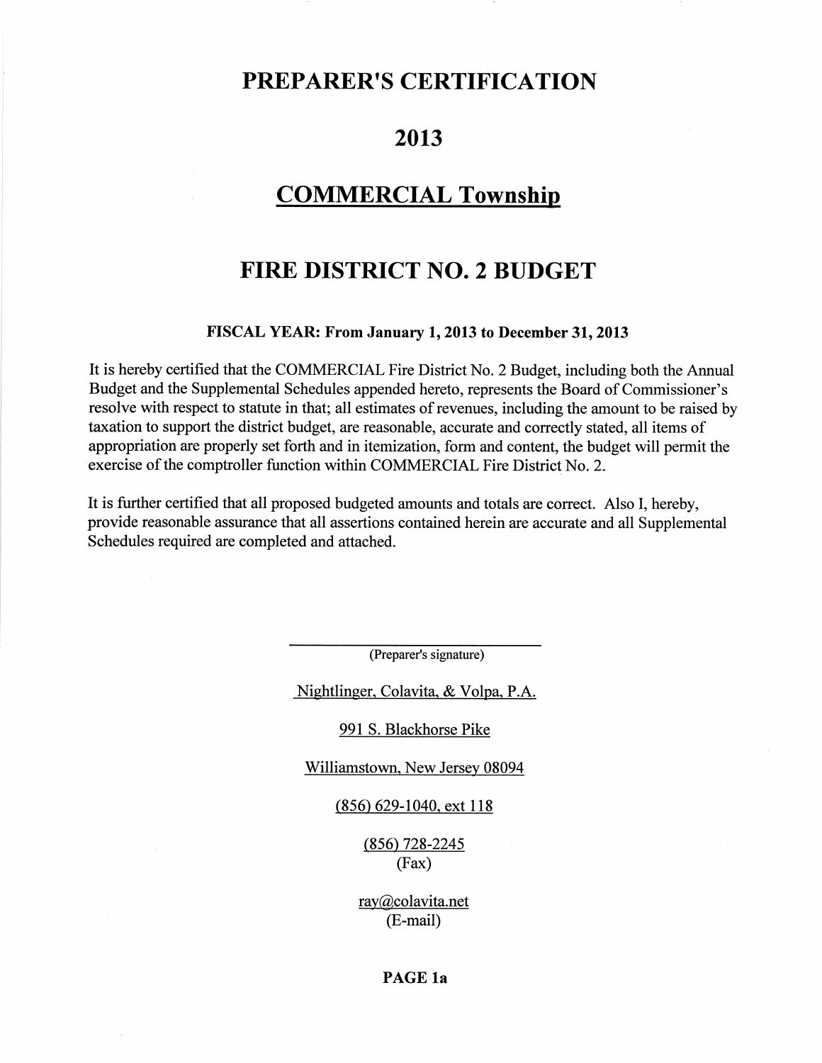# PREPARER'S CERTIFICATION

# 2013

# COMMERCIAL Township

# FIRE DISTRICT NO. 2 BUDGET

**FISCAL YEAR: From January 1, 2013 to December 31, 2013**

It is hereby certified that the COMMERCIAL Fire District No. 2 Budget, including both the Annual Budget and the Supplemental Schedules appended hereto, represents the Board of Commissioner's resolve with respect to statute in that; all estimates of revenues, including the amount to be raised by taxation to support the district budget, are reasonable, accurate and correctly stated, all items of appropriation are properly set forth and in itemization, form and content, the budget will permit the exercise of the comptroller function within COMMERCIAL Fire District No. 2.

It is further certified that all proposed budgeted amounts and totals are correct. Also I, hereby, provide reasonable assurance that all assertions contained herein are accurate and all Supplemental Schedules required are completed and attached.

\_\_\_\_\_\_\_\_\_\_\_\_\_\_\_\_\_\_\_\_\_\_\_\_\_\_\_\_

(Preparer's signature)

Nightlinger, Colavita, & Volpa, P.A.

991 S. Blackhorse Pike

Williamstown, New Jersey 08094

(856) 629-1040, ext 118

(856) 728-2245
(Fax)

ray@colavita.net
(E-mail)

**PAGE 1a**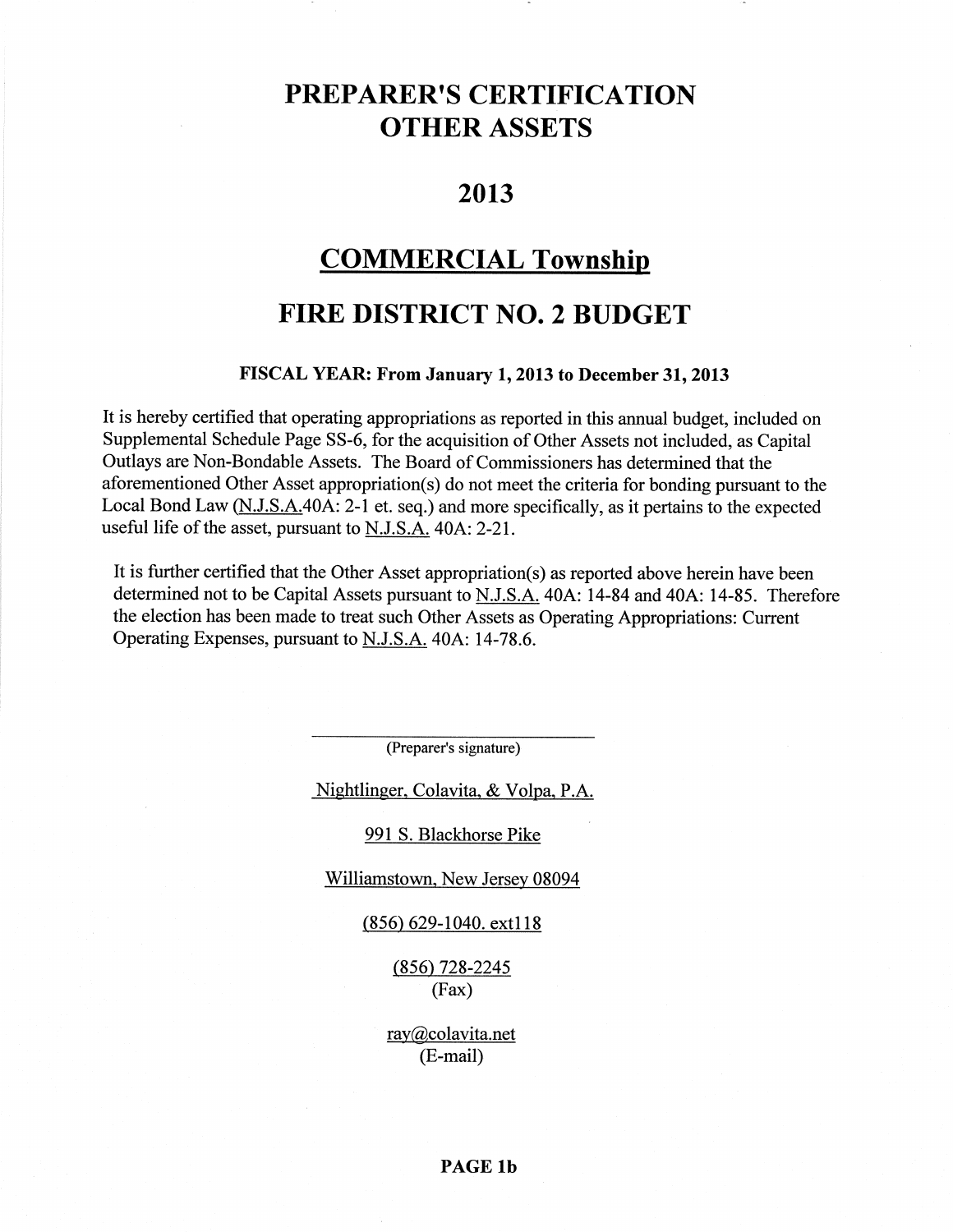# PREPARER'S CERTIFICATION
# OTHER ASSETS

## 2013

## COMMERCIAL Township

## FIRE DISTRICT NO. 2 BUDGET

**FISCAL YEAR: From January 1, 2013 to December 31, 2013**

It is hereby certified that operating appropriations as reported in this annual budget, included on Supplemental Schedule Page SS-6, for the acquisition of Other Assets not included, as Capital Outlays are Non-Bondable Assets. The Board of Commissioners has determined that the aforementioned Other Asset appropriation(s) do not meet the criteria for bonding pursuant to the Local Bond Law (N.J.S.A.40A: 2-1 et. seq.) and more specifically, as it pertains to the expected useful life of the asset, pursuant to N.J.S.A. 40A: 2-21.

It is further certified that the Other Asset appropriation(s) as reported above herein have been determined not to be Capital Assets pursuant to N.J.S.A. 40A: 14-84 and 40A: 14-85. Therefore the election has been made to treat such Other Assets as Operating Appropriations: Current Operating Expenses, pursuant to N.J.S.A. 40A: 14-78.6.

\_\_\_\_\_\_\_\_\_\_\_\_\_\_\_\_\_\_\_\_\_\_\_\_\_\_\_\_\_\_

(Preparer's signature)

Nightlinger, Colavita, & Volpa, P.A.

991 S. Blackhorse Pike

Williamstown, New Jersey 08094

(856) 629-1040. ext118

(856) 728-2245
(Fax)

ray@colavita.net
(E-mail)

**PAGE 1b**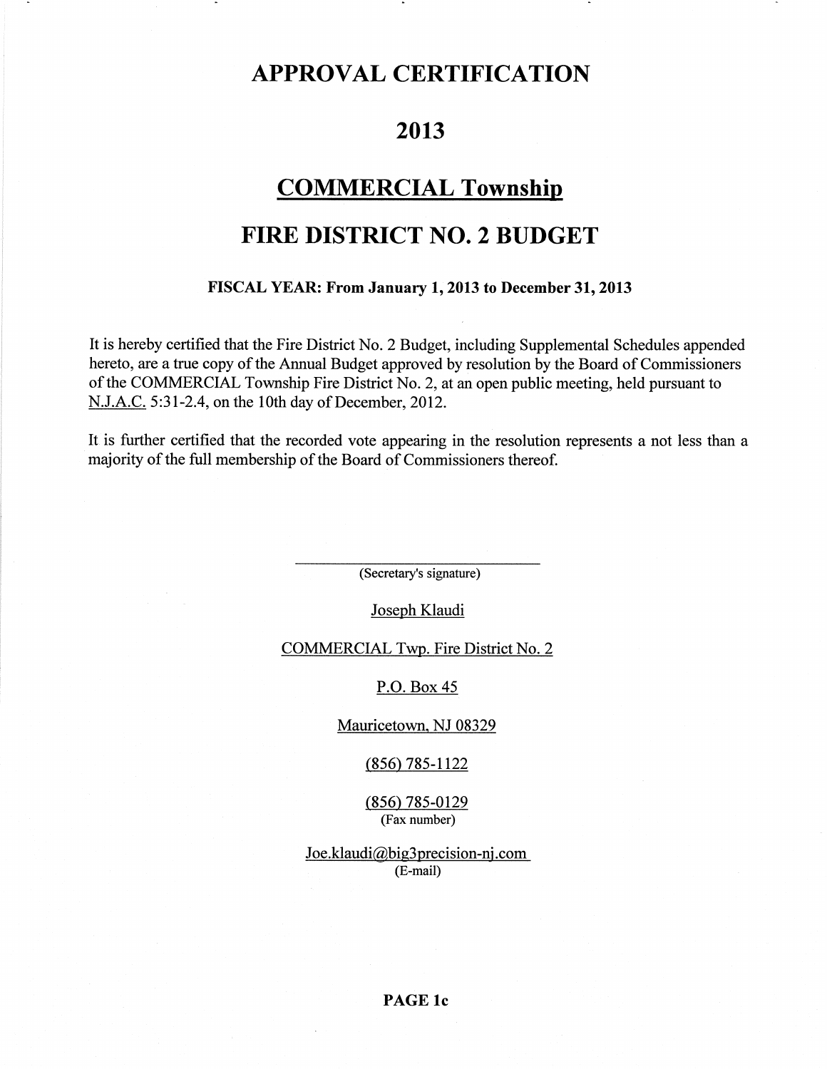# APPROVAL CERTIFICATION

# 2013

# COMMERCIAL Township

# FIRE DISTRICT NO. 2 BUDGET

**FISCAL YEAR: From January 1, 2013 to December 31, 2013**

It is hereby certified that the Fire District No. 2 Budget, including Supplemental Schedules appended hereto, are a true copy of the Annual Budget approved by resolution by the Board of Commissioners of the COMMERCIAL Township Fire District No. 2, at an open public meeting, held pursuant to N.J.A.C. 5:31-2.4, on the 10th day of December, 2012.

It is further certified that the recorded vote appearing in the resolution represents a not less than a majority of the full membership of the Board of Commissioners thereof.

\_\_\_\_\_\_\_\_\_\_\_\_\_\_\_\_\_\_\_\_\_\_\_\_\_\_\_\_\_\_
(Secretary's signature)

Joseph Klaudi

COMMERCIAL Twp. Fire District No. 2

P.O. Box 45

Mauricetown, NJ 08329

(856) 785-1122

(856) 785-0129
(Fax number)

Joe.klaudi@big3precision-nj.com
(E-mail)

**PAGE 1c**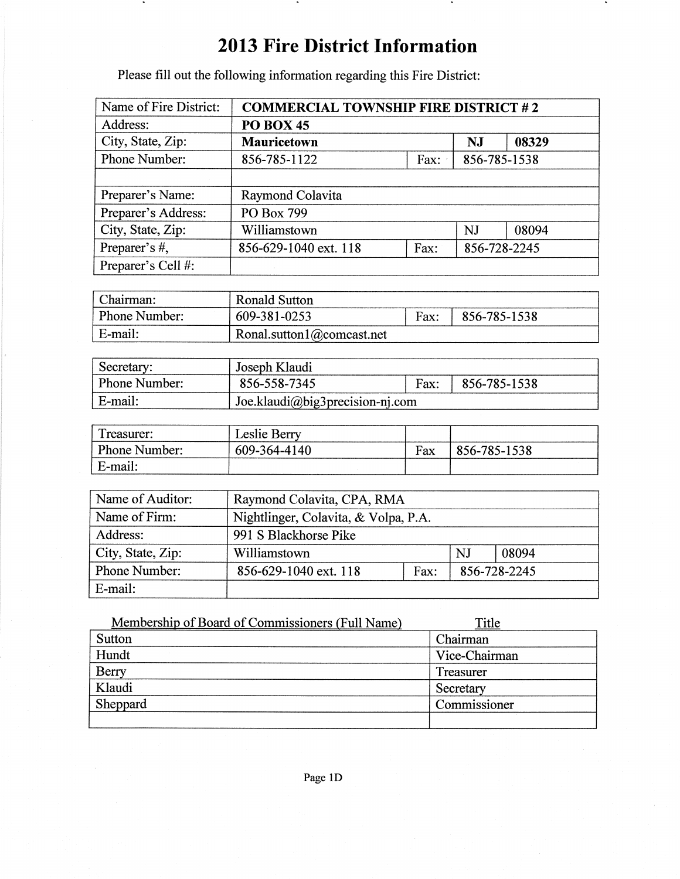# 2013 Fire District Information

Please fill out the following information regarding this Fire District:

| | | | | |
|---|---|---|---|---|
| Name of Fire District: | **COMMERCIAL TOWNSHIP FIRE DISTRICT # 2** | | | |
| Address: | **PO BOX 45** | | | |
| City, State, Zip: | **Mauricetown** | | **NJ** | **08329** |
| Phone Number: | 856-785-1122 | Fax: | 856-785-1538 | |
| | | | | |
| Preparer's Name: | Raymond Colavita | | | |
| Preparer's Address: | PO Box 799 | | | |
| City, State, Zip: | Williamstown | | NJ | 08094 |
| Preparer's #, | 856-629-1040 ext. 118 | Fax: | 856-728-2245 | |
| Preparer's Cell #: | | | | |

| | | | |
|---|---|---|---|
| Chairman: | Ronald Sutton | | |
| Phone Number: | 609-381-0253 | Fax: | 856-785-1538 |
| E-mail: | Ronal.sutton1@comcast.net | | |

| | | | |
|---|---|---|---|
| Secretary: | Joseph Klaudi | | |
| Phone Number: | 856-558-7345 | Fax: | 856-785-1538 |
| E-mail: | Joe.klaudi@big3precision-nj.com | | |

| | | | |
|---|---|---|---|
| Treasurer: | Leslie Berry | | |
| Phone Number: | 609-364-4140 | Fax | 856-785-1538 |
| E-mail: | | | |

| | | | | |
|---|---|---|---|---|
| Name of Auditor: | Raymond Colavita, CPA, RMA | | | |
| Name of Firm: | Nightlinger, Colavita, & Volpa, P.A. | | | |
| Address: | 991 S Blackhorse Pike | | | |
| City, State, Zip: | Williamstown | | NJ | 08094 |
| Phone Number: | 856-629-1040 ext. 118 | Fax: | 856-728-2245 | |
| E-mail: | | | | |

| Membership of Board of Commissioners (Full Name) | Title |
|---|---|
| Sutton | Chairman |
| Hundt | Vice-Chairman |
| Berry | Treasurer |
| Klaudi | Secretary |
| Sheppard | Commissioner |
| | |

Page 1D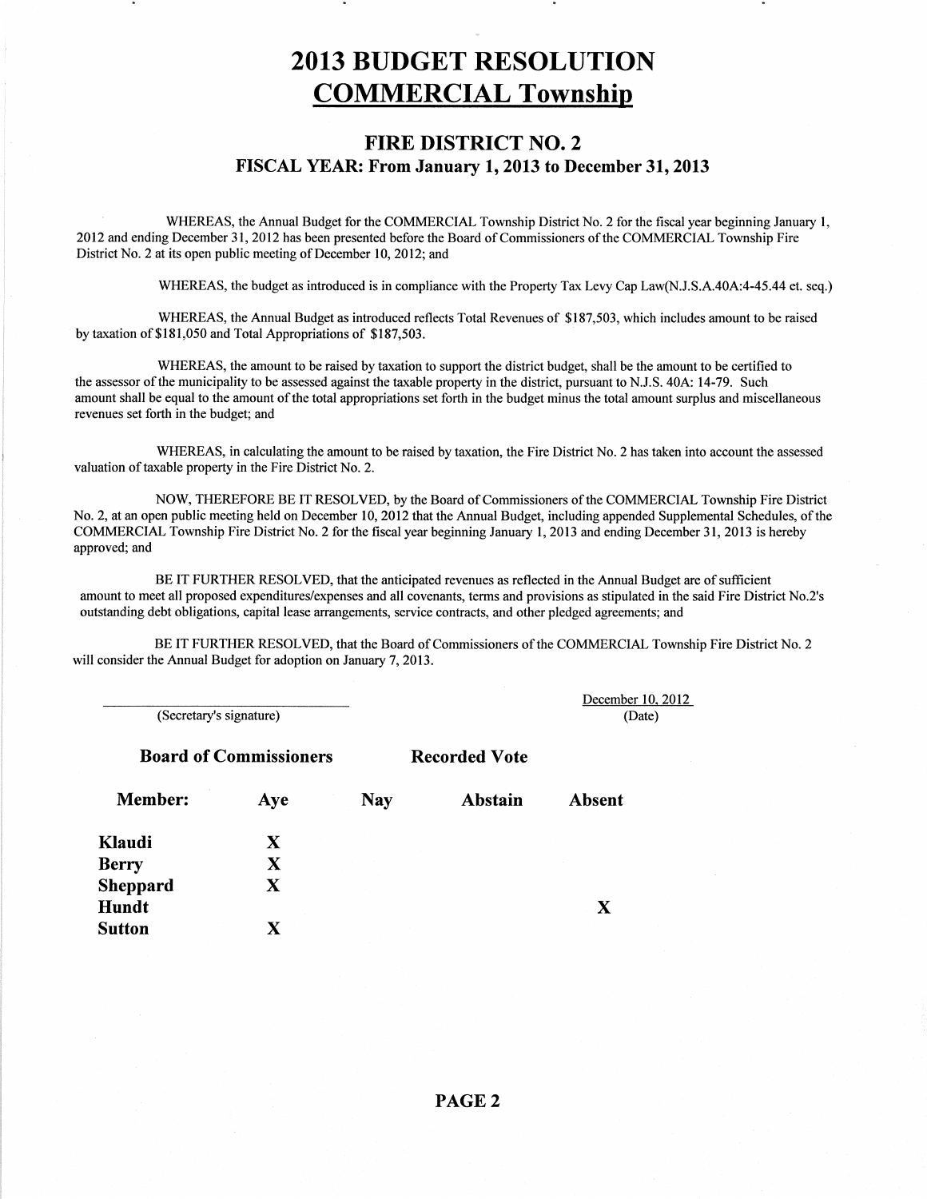# 2013 BUDGET RESOLUTION
# COMMERCIAL Township

## FIRE DISTRICT NO. 2
### FISCAL YEAR: From January 1, 2013 to December 31, 2013

WHEREAS, the Annual Budget for the COMMERCIAL Township District No. 2 for the fiscal year beginning January 1, 2012 and ending December 31, 2012 has been presented before the Board of Commissioners of the COMMERCIAL Township Fire District No. 2 at its open public meeting of December 10, 2012; and

WHEREAS, the budget as introduced is in compliance with the Property Tax Levy Cap Law(N.J.S.A.40A:4-45.44 et. seq.)

WHEREAS, the Annual Budget as introduced reflects Total Revenues of $187,503, which includes amount to be raised by taxation of $181,050 and Total Appropriations of $187,503.

WHEREAS, the amount to be raised by taxation to support the district budget, shall be the amount to be certified to the assessor of the municipality to be assessed against the taxable property in the district, pursuant to N.J.S. 40A: 14-79. Such amount shall be equal to the amount of the total appropriations set forth in the budget minus the total amount surplus and miscellaneous revenues set forth in the budget; and

WHEREAS, in calculating the amount to be raised by taxation, the Fire District No. 2 has taken into account the assessed valuation of taxable property in the Fire District No. 2.

NOW, THEREFORE BE IT RESOLVED, by the Board of Commissioners of the COMMERCIAL Township Fire District No. 2, at an open public meeting held on December 10, 2012 that the Annual Budget, including appended Supplemental Schedules, of the COMMERCIAL Township Fire District No. 2 for the fiscal year beginning January 1, 2013 and ending December 31, 2013 is hereby approved; and

BE IT FURTHER RESOLVED, that the anticipated revenues as reflected in the Annual Budget are of sufficient amount to meet all proposed expenditures/expenses and all covenants, terms and provisions as stipulated in the said Fire District No.2's outstanding debt obligations, capital lease arrangements, service contracts, and other pledged agreements; and

BE IT FURTHER RESOLVED, that the Board of Commissioners of the COMMERCIAL Township Fire District No. 2 will consider the Annual Budget for adoption on January 7, 2013.

_______________________________ (Secretary's signature)

December 10, 2012 (Date)

**Board of Commissioners** **Recorded Vote**

| Member: | Aye | Nay | Abstain | Absent |
|---|---|---|---|---|
| **Klaudi** | X | | | |
| **Berry** | X | | | |
| **Sheppard** | X | | | |
| **Hundt** | | | | X |
| **Sutton** | X | | | |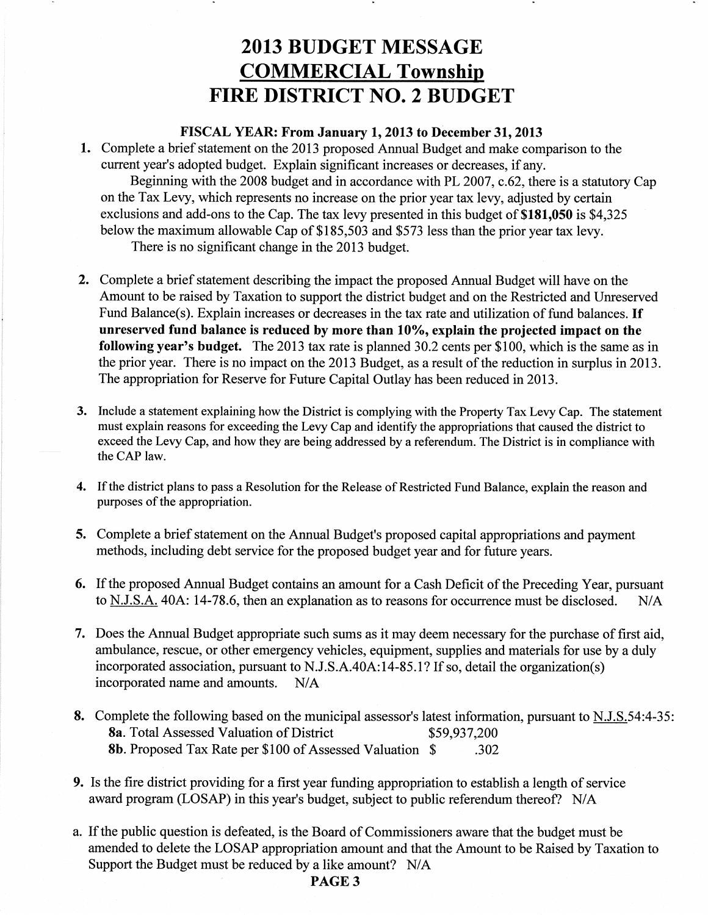# 2013 BUDGET MESSAGE
# COMMERCIAL Township
# FIRE DISTRICT NO. 2 BUDGET

**FISCAL YEAR: From January 1, 2013 to December 31, 2013**

1. Complete a brief statement on the 2013 proposed Annual Budget and make comparison to the current year's adopted budget. Explain significant increases or decreases, if any.

   Beginning with the 2008 budget and in accordance with PL 2007, c.62, there is a statutory Cap on the Tax Levy, which represents no increase on the prior year tax levy, adjusted by certain exclusions and add-ons to the Cap. The tax levy presented in this budget of **$181,050** is $4,325 below the maximum allowable Cap of $185,503 and $573 less than the prior year tax levy.

   There is no significant change in the 2013 budget.

2. Complete a brief statement describing the impact the proposed Annual Budget will have on the Amount to be raised by Taxation to support the district budget and on the Restricted and Unreserved Fund Balance(s). Explain increases or decreases in the tax rate and utilization of fund balances. **If unreserved fund balance is reduced by more than 10%, explain the projected impact on the following year's budget.** The 2013 tax rate is planned 30.2 cents per $100, which is the same as in the prior year. There is no impact on the 2013 Budget, as a result of the reduction in surplus in 2013. The appropriation for Reserve for Future Capital Outlay has been reduced in 2013.

3. Include a statement explaining how the District is complying with the Property Tax Levy Cap. The statement must explain reasons for exceeding the Levy Cap and identify the appropriations that caused the district to exceed the Levy Cap, and how they are being addressed by a referendum. The District is in compliance with the CAP law.

4. If the district plans to pass a Resolution for the Release of Restricted Fund Balance, explain the reason and purposes of the appropriation.

5. Complete a brief statement on the Annual Budget's proposed capital appropriations and payment methods, including debt service for the proposed budget year and for future years.

6. If the proposed Annual Budget contains an amount for a Cash Deficit of the Preceding Year, pursuant to N.J.S.A. 40A: 14-78.6, then an explanation as to reasons for occurrence must be disclosed. N/A

7. Does the Annual Budget appropriate such sums as it may deem necessary for the purchase of first aid, ambulance, rescue, or other emergency vehicles, equipment, supplies and materials for use by a duly incorporated association, pursuant to N.J.S.A.40A:14-85.1? If so, detail the organization(s) incorporated name and amounts. N/A

8. Complete the following based on the municipal assessor's latest information, pursuant to N.J.S.54:4-35:
   - **8a**. Total Assessed Valuation of District $59,937,200
   - **8b**. Proposed Tax Rate per $100 of Assessed Valuation $ .302

9. Is the fire district providing for a first year funding appropriation to establish a length of service award program (LOSAP) in this year's budget, subject to public referendum thereof? N/A

a. If the public question is defeated, is the Board of Commissioners aware that the budget must be amended to delete the LOSAP appropriation amount and that the Amount to be Raised by Taxation to Support the Budget must be reduced by a like amount? N/A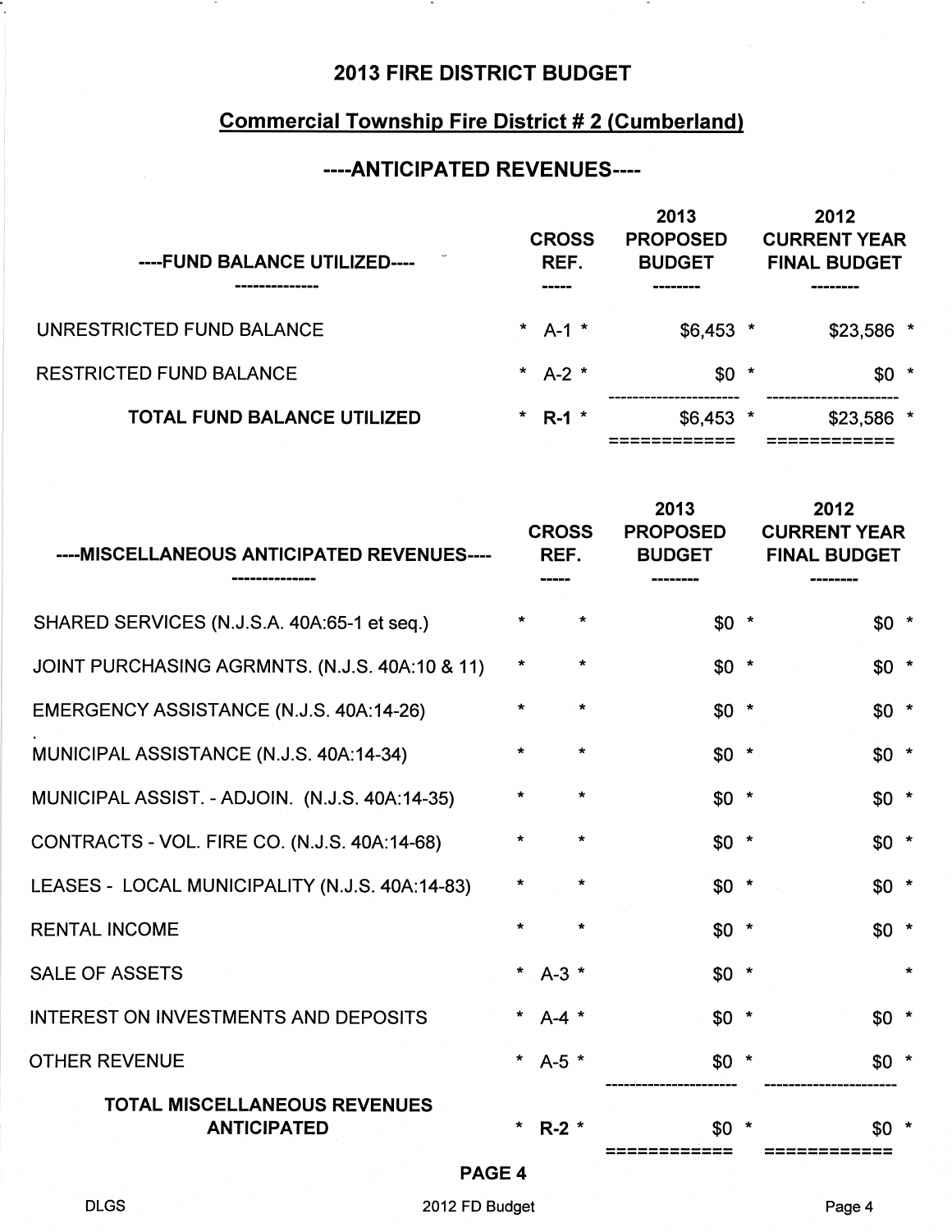# 2013 FIRE DISTRICT BUDGET

## Commercial Township Fire District # 2 (Cumberland)

## ----ANTICIPATED REVENUES----

| ----FUND BALANCE UTILIZED---- | CROSS REF. | 2013 PROPOSED BUDGET | 2012 CURRENT YEAR FINAL BUDGET |
|---|---|---|---|
| UNRESTRICTED FUND BALANCE | A-1 | $6,453 | $23,586 |
| RESTRICTED FUND BALANCE | A-2 | $0 | $0 |
| **TOTAL FUND BALANCE UTILIZED** | **R-1** | $6,453 | $23,586 |

| ----MISCELLANEOUS ANTICIPATED REVENUES---- | CROSS REF. | 2013 PROPOSED BUDGET | 2012 CURRENT YEAR FINAL BUDGET |
|---|---|---|---|
| SHARED SERVICES (N.J.S.A. 40A:65-1 et seq.) | | $0 | $0 |
| JOINT PURCHASING AGRMNTS. (N.J.S. 40A:10 & 11) | | $0 | $0 |
| EMERGENCY ASSISTANCE (N.J.S. 40A:14-26) | | $0 | $0 |
| MUNICIPAL ASSISTANCE (N.J.S. 40A:14-34) | | $0 | $0 |
| MUNICIPAL ASSIST. - ADJOIN. (N.J.S. 40A:14-35) | | $0 | $0 |
| CONTRACTS - VOL. FIRE CO. (N.J.S. 40A:14-68) | | $0 | $0 |
| LEASES - LOCAL MUNICIPALITY (N.J.S. 40A:14-83) | | $0 | $0 |
| RENTAL INCOME | | $0 | $0 |
| SALE OF ASSETS | A-3 | $0 | |
| INTEREST ON INVESTMENTS AND DEPOSITS | A-4 | $0 | $0 |
| OTHER REVENUE | A-5 | $0 | $0 |
| **TOTAL MISCELLANEOUS REVENUES ANTICIPATED** | **R-2** | $0 | $0 |

DLGS 2012 FD Budget